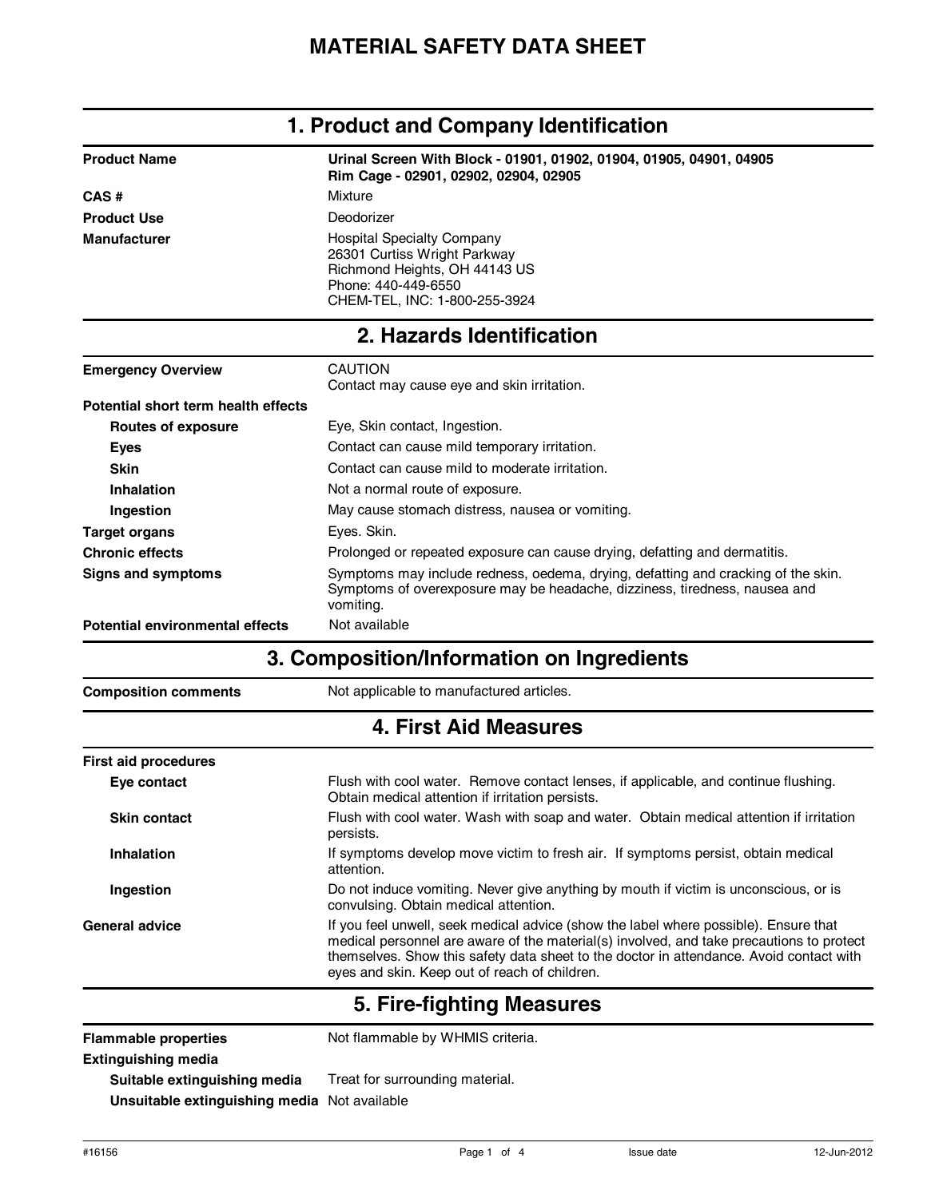# MATERIAL SAFETY DATA SHEET

## 1. Product and Company Identification

| | |
|---|---|
| **Product Name** | **Urinal Screen With Block - 01901, 01902, 01904, 01905, 04901, 04905** **Rim Cage - 02901, 02902, 02904, 02905** |
| **CAS #** | Mixture |
| **Product Use** | Deodorizer |
| **Manufacturer** | Hospital Specialty Company<br>26301 Curtiss Wright Parkway<br>Richmond Heights, OH 44143 US<br>Phone: 440-449-6550<br>CHEM-TEL, INC: 1-800-255-3924 |

## 2. Hazards Identification

| | |
|---|---|
| **Emergency Overview** | CAUTION<br>Contact may cause eye and skin irritation. |
| **Potential short term health effects** | |
| **Routes of exposure** | Eye, Skin contact, Ingestion. |
| **Eyes** | Contact can cause mild temporary irritation. |
| **Skin** | Contact can cause mild to moderate irritation. |
| **Inhalation** | Not a normal route of exposure. |
| **Ingestion** | May cause stomach distress, nausea or vomiting. |
| **Target organs** | Eyes. Skin. |
| **Chronic effects** | Prolonged or repeated exposure can cause drying, defatting and dermatitis. |
| **Signs and symptoms** | Symptoms may include redness, oedema, drying, defatting and cracking of the skin. Symptoms of overexposure may be headache, dizziness, tiredness, nausea and vomiting. |
| **Potential environmental effects** | Not available |

## 3. Composition/Information on Ingredients

| | |
|---|---|
| **Composition comments** | Not applicable to manufactured articles. |

## 4. First Aid Measures

| | |
|---|---|
| **First aid procedures** | |
| **Eye contact** | Flush with cool water. Remove contact lenses, if applicable, and continue flushing. Obtain medical attention if irritation persists. |
| **Skin contact** | Flush with cool water. Wash with soap and water. Obtain medical attention if irritation persists. |
| **Inhalation** | If symptoms develop move victim to fresh air. If symptoms persist, obtain medical attention. |
| **Ingestion** | Do not induce vomiting. Never give anything by mouth if victim is unconscious, or is convulsing. Obtain medical attention. |
| **General advice** | If you feel unwell, seek medical advice (show the label where possible). Ensure that medical personnel are aware of the material(s) involved, and take precautions to protect themselves. Show this safety data sheet to the doctor in attendance. Avoid contact with eyes and skin. Keep out of reach of children. |

## 5. Fire-fighting Measures

| | |
|---|---|
| **Flammable properties** | Not flammable by WHMIS criteria. |
| **Extinguishing media** | |
| **Suitable extinguishing media** | Treat for surrounding material. |
| **Unsuitable extinguishing media** | Not available |

#16156 Issue date 12-Jun-2012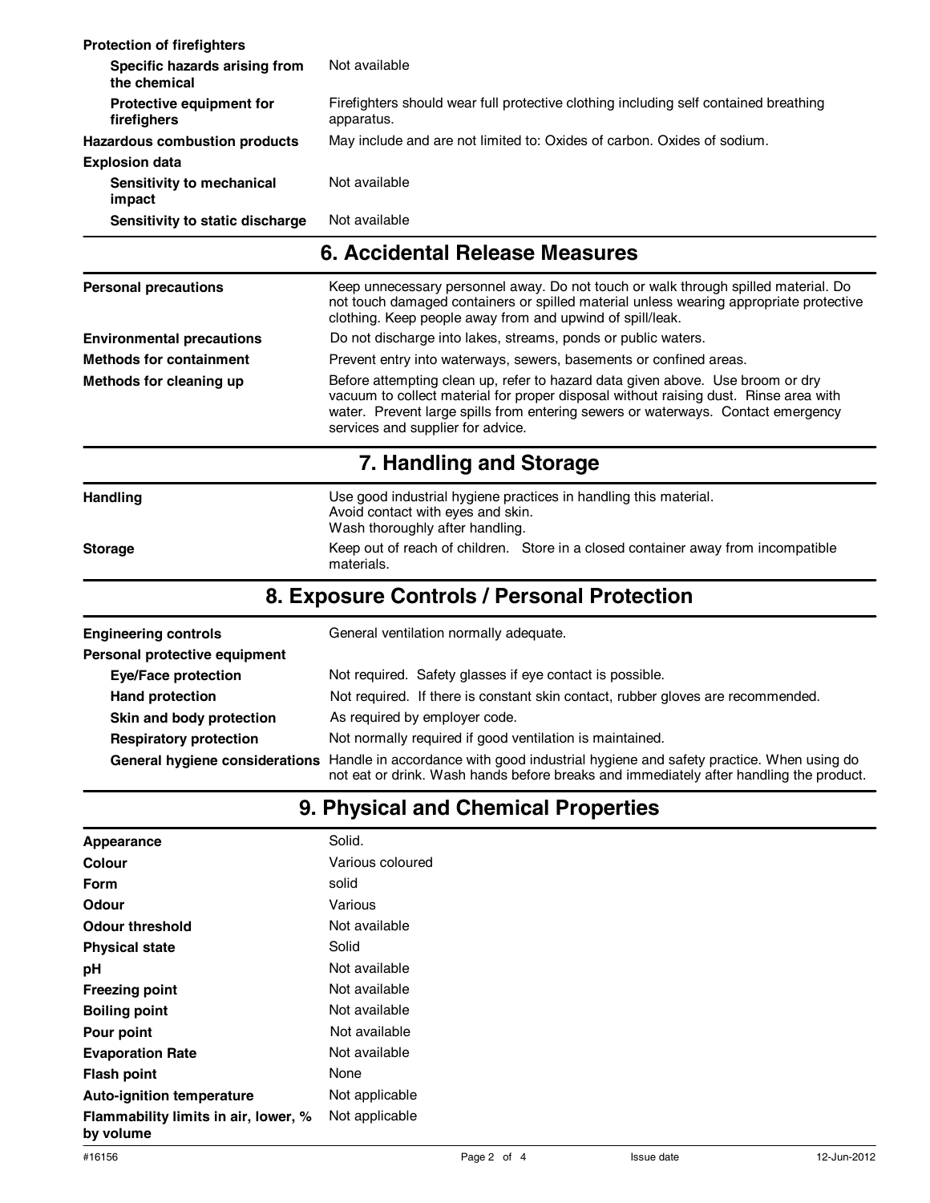| | |
|---|---|
| **Protection of firefighters** | |
| **Specific hazards arising from the chemical** | Not available |
| **Protective equipment for firefighters** | Firefighters should wear full protective clothing including self contained breathing apparatus. |
| **Hazardous combustion products** | May include and are not limited to: Oxides of carbon. Oxides of sodium. |
| **Explosion data** | |
| **Sensitivity to mechanical impact** | Not available |
| **Sensitivity to static discharge** | Not available |

## 6. Accidental Release Measures

| | |
|---|---|
| **Personal precautions** | Keep unnecessary personnel away. Do not touch or walk through spilled material. Do not touch damaged containers or spilled material unless wearing appropriate protective clothing. Keep people away from and upwind of spill/leak. |
| **Environmental precautions** | Do not discharge into lakes, streams, ponds or public waters. |
| **Methods for containment** | Prevent entry into waterways, sewers, basements or confined areas. |
| **Methods for cleaning up** | Before attempting clean up, refer to hazard data given above. Use broom or dry vacuum to collect material for proper disposal without raising dust. Rinse area with water. Prevent large spills from entering sewers or waterways. Contact emergency services and supplier for advice. |

## 7. Handling and Storage

| | |
|---|---|
| **Handling** | Use good industrial hygiene practices in handling this material. Avoid contact with eyes and skin. Wash thoroughly after handling. |
| **Storage** | Keep out of reach of children. Store in a closed container away from incompatible materials. |

## 8. Exposure Controls / Personal Protection

| | |
|---|---|
| **Engineering controls** | General ventilation normally adequate. |
| **Personal protective equipment** | |
| **Eye/Face protection** | Not required. Safety glasses if eye contact is possible. |
| **Hand protection** | Not required. If there is constant skin contact, rubber gloves are recommended. |
| **Skin and body protection** | As required by employer code. |
| **Respiratory protection** | Not normally required if good ventilation is maintained. |
| **General hygiene considerations** | Handle in accordance with good industrial hygiene and safety practice. When using do not eat or drink. Wash hands before breaks and immediately after handling the product. |

## 9. Physical and Chemical Properties

| | |
|---|---|
| **Appearance** | Solid. |
| **Colour** | Various coloured |
| **Form** | solid |
| **Odour** | Various |
| **Odour threshold** | Not available |
| **Physical state** | Solid |
| **pH** | Not available |
| **Freezing point** | Not available |
| **Boiling point** | Not available |
| **Pour point** | Not available |
| **Evaporation Rate** | Not available |
| **Flash point** | None |
| **Auto-ignition temperature** | Not applicable |
| **Flammability limits in air, lower, % by volume** | Not applicable |

#16156 Issue date 12-Jun-2012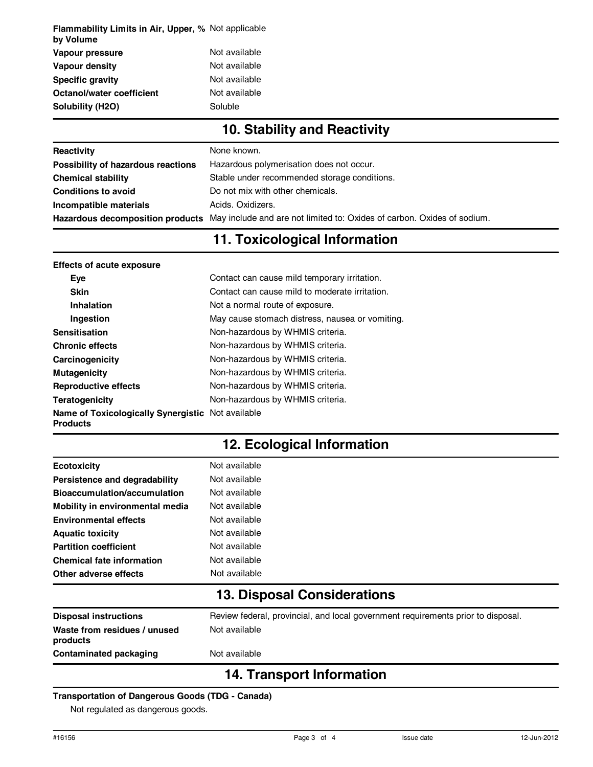| | |
|---|---|
| **Flammability Limits in Air, Upper, % by Volume** | Not applicable |
| **Vapour pressure** | Not available |
| **Vapour density** | Not available |
| **Specific gravity** | Not available |
| **Octanol/water coefficient** | Not available |
| **Solubility (H2O)** | Soluble |

## 10. Stability and Reactivity

| | |
|---|---|
| **Reactivity** | None known. |
| **Possibility of hazardous reactions** | Hazardous polymerisation does not occur. |
| **Chemical stability** | Stable under recommended storage conditions. |
| **Conditions to avoid** | Do not mix with other chemicals. |
| **Incompatible materials** | Acids. Oxidizers. |
| **Hazardous decomposition products** | May include and are not limited to: Oxides of carbon. Oxides of sodium. |

## 11. Toxicological Information

| | |
|---|---|
| **Effects of acute exposure** | |
| **Eye** | Contact can cause mild temporary irritation. |
| **Skin** | Contact can cause mild to moderate irritation. |
| **Inhalation** | Not a normal route of exposure. |
| **Ingestion** | May cause stomach distress, nausea or vomiting. |
| **Sensitisation** | Non-hazardous by WHMIS criteria. |
| **Chronic effects** | Non-hazardous by WHMIS criteria. |
| **Carcinogenicity** | Non-hazardous by WHMIS criteria. |
| **Mutagenicity** | Non-hazardous by WHMIS criteria. |
| **Reproductive effects** | Non-hazardous by WHMIS criteria. |
| **Teratogenicity** | Non-hazardous by WHMIS criteria. |
| **Name of Toxicologically Synergistic Products** | Not available |

## 12. Ecological Information

| | |
|---|---|
| **Ecotoxicity** | Not available |
| **Persistence and degradability** | Not available |
| **Bioaccumulation/accumulation** | Not available |
| **Mobility in environmental media** | Not available |
| **Environmental effects** | Not available |
| **Aquatic toxicity** | Not available |
| **Partition coefficient** | Not available |
| **Chemical fate information** | Not available |
| **Other adverse effects** | Not available |

## 13. Disposal Considerations

| | |
|---|---|
| **Disposal instructions** | Review federal, provincial, and local government requirements prior to disposal. |
| **Waste from residues / unused products** | Not available |
| **Contaminated packaging** | Not available |

## 14. Transport Information

**Transportation of Dangerous Goods (TDG - Canada)**

Not regulated as dangerous goods.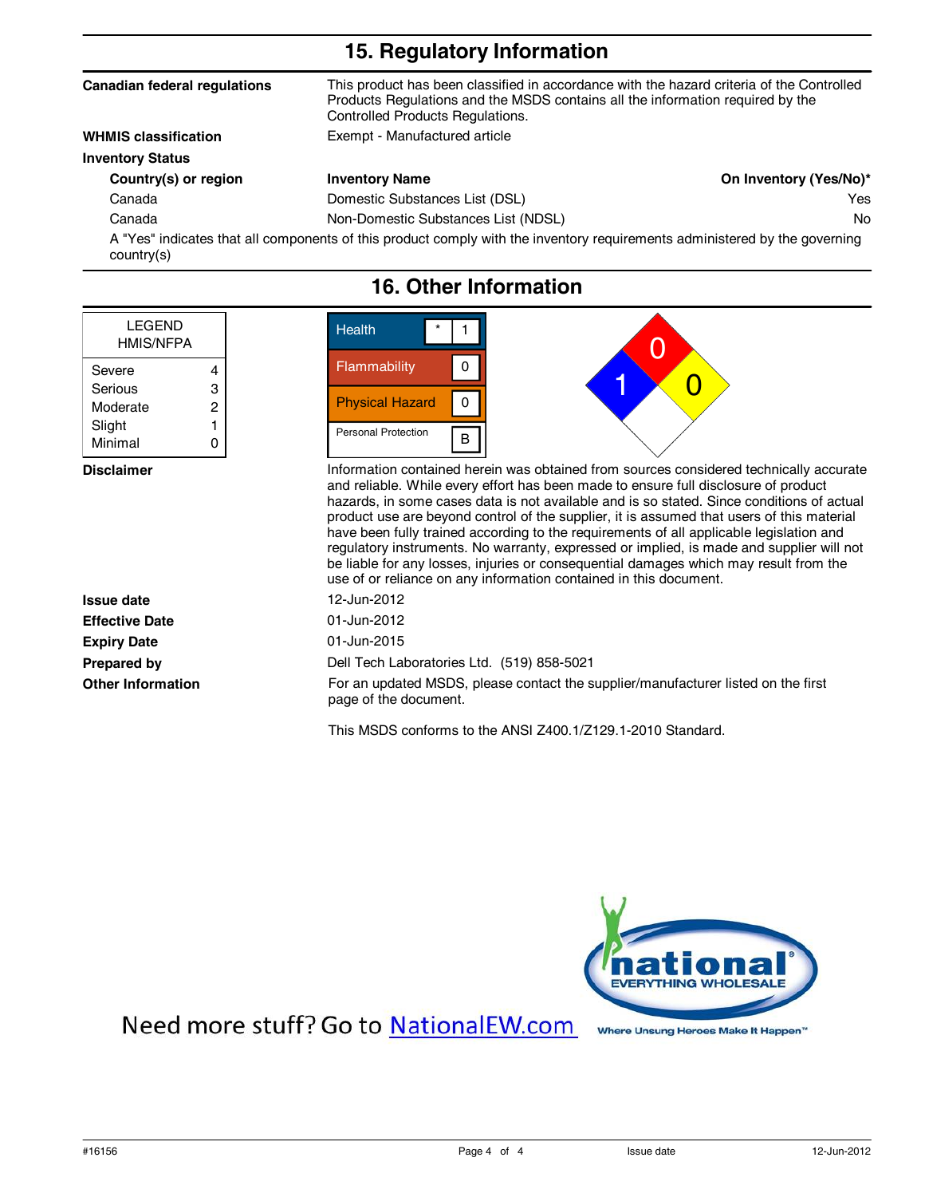## 15. Regulatory Information

**Canadian federal regulations**
This product has been classified in accordance with the hazard criteria of the Controlled Products Regulations and the MSDS contains all the information required by the Controlled Products Regulations.

**WHMIS classification**
Exempt - Manufactured article

**Inventory Status**

| Country(s) or region | Inventory Name | On Inventory (Yes/No)* |
|---|---|---|
| Canada | Domestic Substances List (DSL) | Yes |
| Canada | Non-Domestic Substances List (NDSL) | No |

A "Yes" indicates that all components of this product comply with the inventory requirements administered by the governing country(s)

## 16. Other Information

| LEGEND HMIS/NFPA | |
|---|---|
| Severe | 4 |
| Serious | 3 |
| Moderate | 2 |
| Slight | 1 |
| Minimal | 0 |

| | | |
|---|---|---|
| Health | * | 1 |
| Flammability | | 0 |
| Physical Hazard | | 0 |
| Personal Protection | | B |

0
1
0

**Disclaimer**
Information contained herein was obtained from sources considered technically accurate and reliable. While every effort has been made to ensure full disclosure of product hazards, in some cases data is not available and is so stated. Since conditions of actual product use are beyond control of the supplier, it is assumed that users of this material have been fully trained according to the requirements of all applicable legislation and regulatory instruments. No warranty, expressed or implied, is made and supplier will not be liable for any losses, injuries or consequential damages which may result from the use of or reliance on any information contained in this document.

**Issue date** 12-Jun-2012

**Effective Date** 01-Jun-2012

**Expiry Date** 01-Jun-2015

**Prepared by** Dell Tech Laboratories Ltd. (519) 858-5021

**Other Information**
For an updated MSDS, please contact the supplier/manufacturer listed on the first page of the document.

This MSDS conforms to the ANSI Z400.1/Z129.1-2010 Standard.

Need more stuff? Go to NationalEW.com

national® EVERYTHING WHOLESALE

Where Unsung Heroes Make It Happen™

#16156